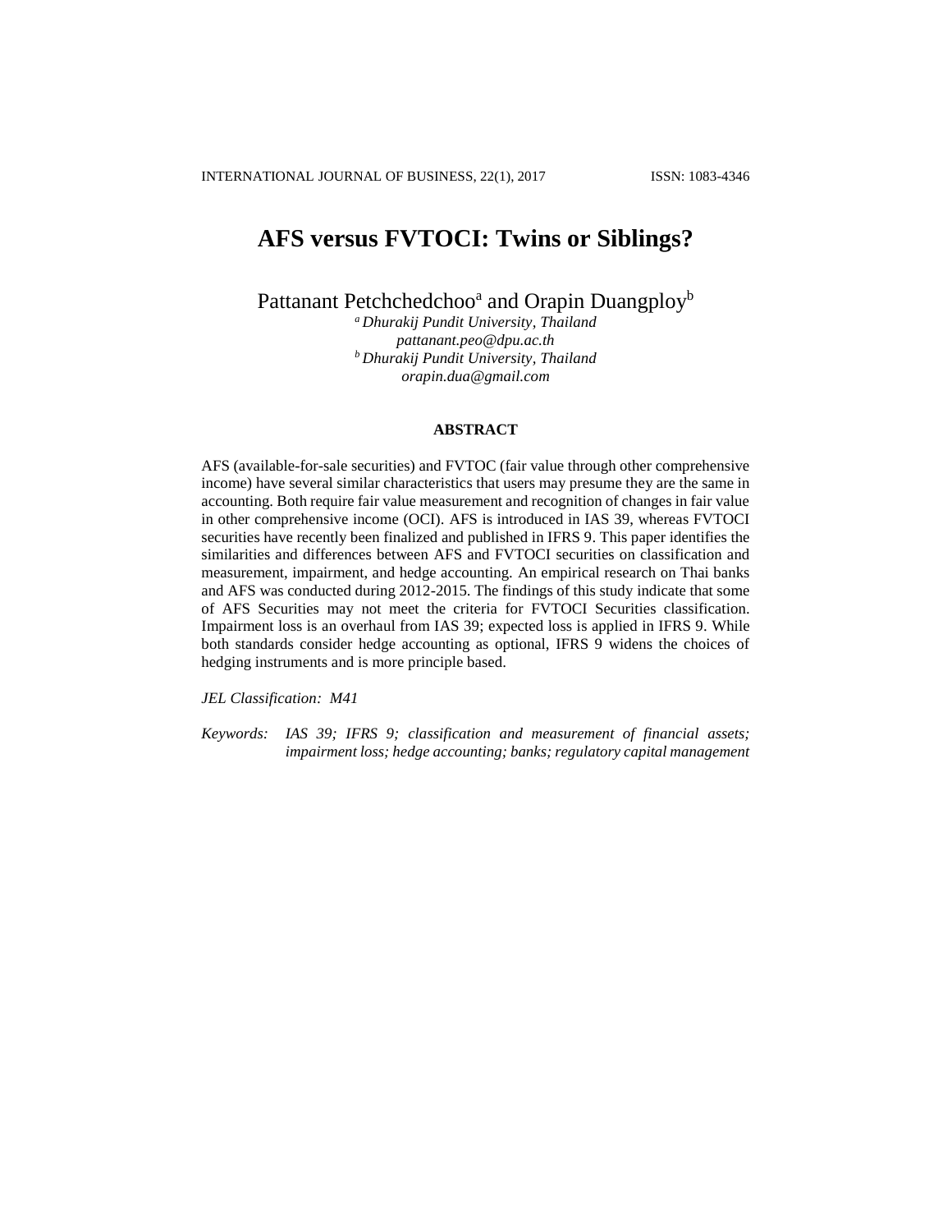# AFS versus FVTOCI: Twins or Siblings?

Pattanant Petchchedchoo[a] and Orapin Duangploy[b]

[a] *Dhurakij Pundit University, Thailand*
*pattanant.peo@dpu.ac.th*
[b] *Dhurakij Pundit University, Thailand*
*orapin.dua@gmail.com*

## ABSTRACT

AFS (available-for-sale securities) and FVTOC (fair value through other comprehensive income) have several similar characteristics that users may presume they are the same in accounting. Both require fair value measurement and recognition of changes in fair value in other comprehensive income (OCI). AFS is introduced in IAS 39, whereas FVTOCI securities have recently been finalized and published in IFRS 9. This paper identifies the similarities and differences between AFS and FVTOCI securities on classification and measurement, impairment, and hedge accounting. An empirical research on Thai banks and AFS was conducted during 2012-2015. The findings of this study indicate that some of AFS Securities may not meet the criteria for FVTOCI Securities classification. Impairment loss is an overhaul from IAS 39; expected loss is applied in IFRS 9. While both standards consider hedge accounting as optional, IFRS 9 widens the choices of hedging instruments and is more principle based.

*JEL Classification: M41*

*Keywords: IAS 39; IFRS 9; classification and measurement of financial assets; impairment loss; hedge accounting; banks; regulatory capital management*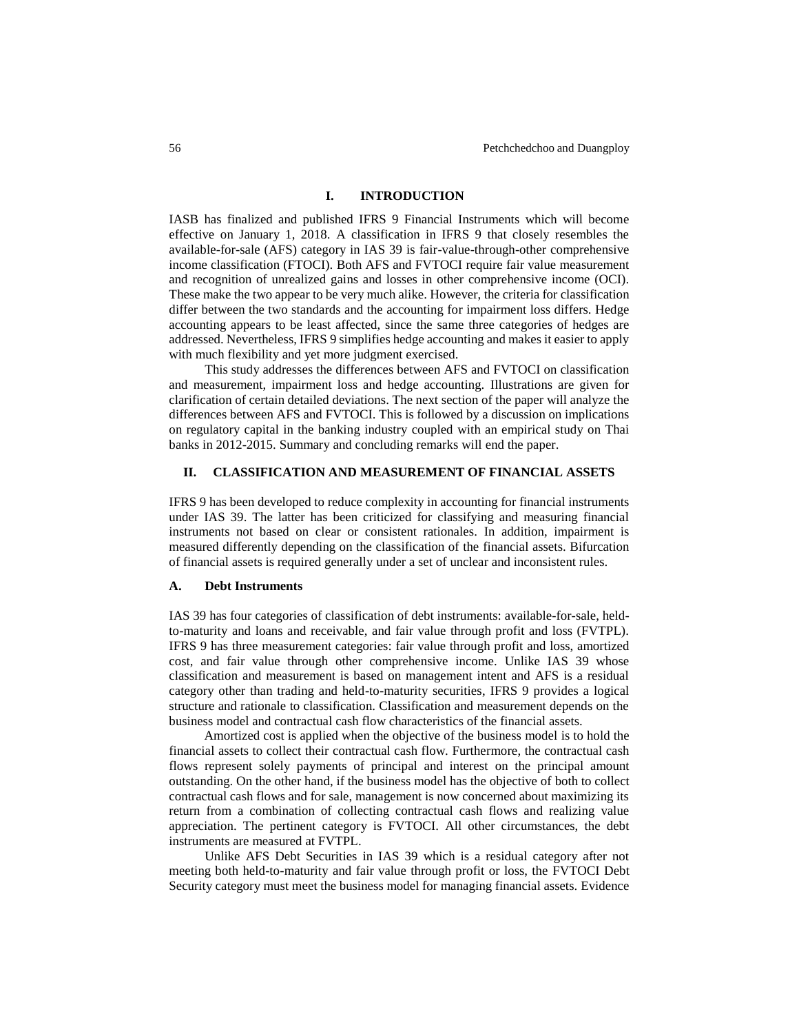## I. INTRODUCTION

IASB has finalized and published IFRS 9 Financial Instruments which will become effective on January 1, 2018. A classification in IFRS 9 that closely resembles the available-for-sale (AFS) category in IAS 39 is fair-value-through-other comprehensive income classification (FTOCI). Both AFS and FVTOCI require fair value measurement and recognition of unrealized gains and losses in other comprehensive income (OCI). These make the two appear to be very much alike. However, the criteria for classification differ between the two standards and the accounting for impairment loss differs. Hedge accounting appears to be least affected, since the same three categories of hedges are addressed. Nevertheless, IFRS 9 simplifies hedge accounting and makes it easier to apply with much flexibility and yet more judgment exercised.

This study addresses the differences between AFS and FVTOCI on classification and measurement, impairment loss and hedge accounting. Illustrations are given for clarification of certain detailed deviations. The next section of the paper will analyze the differences between AFS and FVTOCI. This is followed by a discussion on implications on regulatory capital in the banking industry coupled with an empirical study on Thai banks in 2012-2015. Summary and concluding remarks will end the paper.

## II. CLASSIFICATION AND MEASUREMENT OF FINANCIAL ASSETS

IFRS 9 has been developed to reduce complexity in accounting for financial instruments under IAS 39. The latter has been criticized for classifying and measuring financial instruments not based on clear or consistent rationales. In addition, impairment is measured differently depending on the classification of the financial assets. Bifurcation of financial assets is required generally under a set of unclear and inconsistent rules.

### A. Debt Instruments

IAS 39 has four categories of classification of debt instruments: available-for-sale, held-to-maturity and loans and receivable, and fair value through profit and loss (FVTPL). IFRS 9 has three measurement categories: fair value through profit and loss, amortized cost, and fair value through other comprehensive income. Unlike IAS 39 whose classification and measurement is based on management intent and AFS is a residual category other than trading and held-to-maturity securities, IFRS 9 provides a logical structure and rationale to classification. Classification and measurement depends on the business model and contractual cash flow characteristics of the financial assets.

Amortized cost is applied when the objective of the business model is to hold the financial assets to collect their contractual cash flow. Furthermore, the contractual cash flows represent solely payments of principal and interest on the principal amount outstanding. On the other hand, if the business model has the objective of both to collect contractual cash flows and for sale, management is now concerned about maximizing its return from a combination of collecting contractual cash flows and realizing value appreciation. The pertinent category is FVTOCI. All other circumstances, the debt instruments are measured at FVTPL.

Unlike AFS Debt Securities in IAS 39 which is a residual category after not meeting both held-to-maturity and fair value through profit or loss, the FVTOCI Debt Security category must meet the business model for managing financial assets. Evidence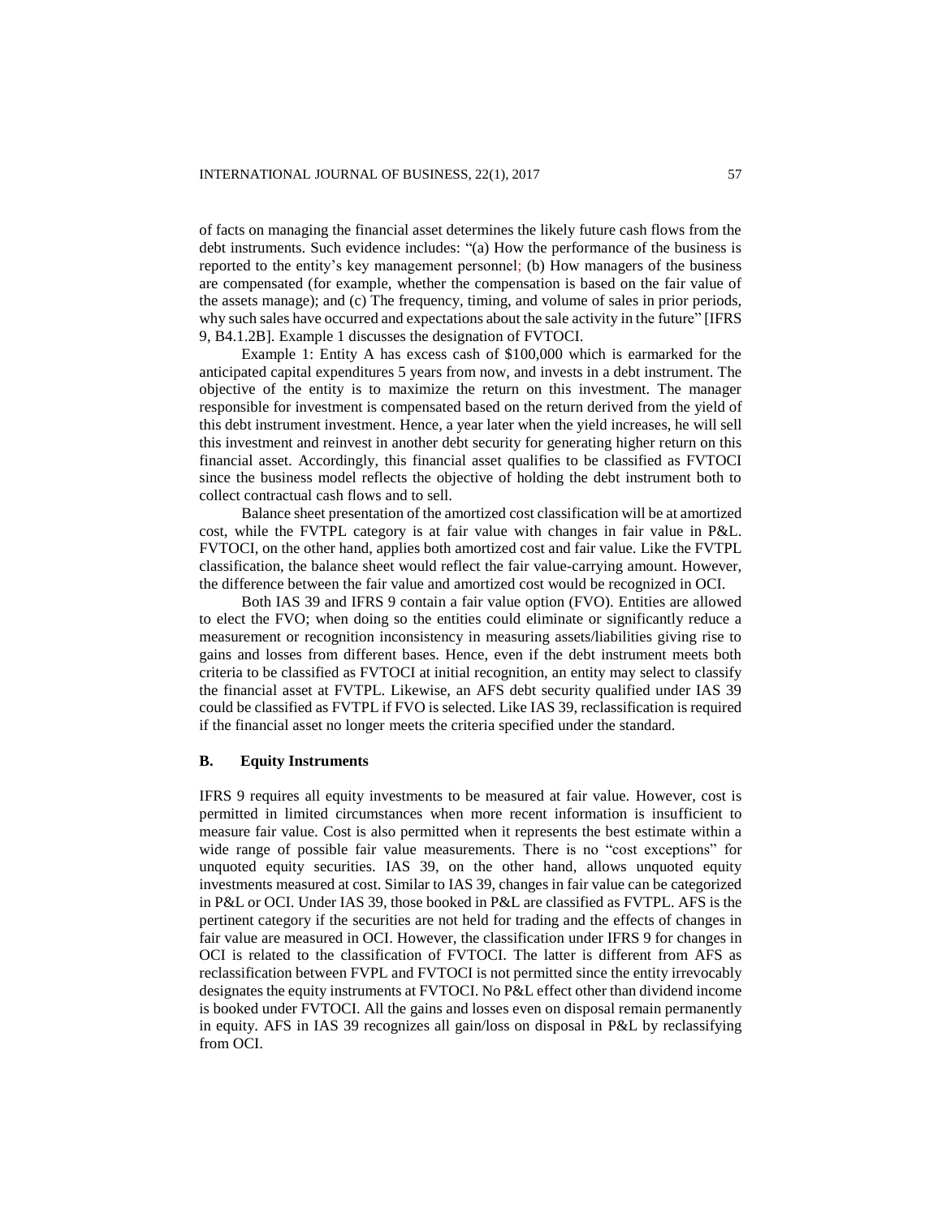of facts on managing the financial asset determines the likely future cash flows from the debt instruments. Such evidence includes: "(a) How the performance of the business is reported to the entity's key management personnel; (b) How managers of the business are compensated (for example, whether the compensation is based on the fair value of the assets manage); and (c) The frequency, timing, and volume of sales in prior periods, why such sales have occurred and expectations about the sale activity in the future" [IFRS 9, B4.1.2B]. Example 1 discusses the designation of FVTOCI.

Example 1: Entity A has excess cash of $100,000 which is earmarked for the anticipated capital expenditures 5 years from now, and invests in a debt instrument. The objective of the entity is to maximize the return on this investment. The manager responsible for investment is compensated based on the return derived from the yield of this debt instrument investment. Hence, a year later when the yield increases, he will sell this investment and reinvest in another debt security for generating higher return on this financial asset. Accordingly, this financial asset qualifies to be classified as FVTOCI since the business model reflects the objective of holding the debt instrument both to collect contractual cash flows and to sell.

Balance sheet presentation of the amortized cost classification will be at amortized cost, while the FVTPL category is at fair value with changes in fair value in P&L. FVTOCI, on the other hand, applies both amortized cost and fair value. Like the FVTPL classification, the balance sheet would reflect the fair value-carrying amount. However, the difference between the fair value and amortized cost would be recognized in OCI.

Both IAS 39 and IFRS 9 contain a fair value option (FVO). Entities are allowed to elect the FVO; when doing so the entities could eliminate or significantly reduce a measurement or recognition inconsistency in measuring assets/liabilities giving rise to gains and losses from different bases. Hence, even if the debt instrument meets both criteria to be classified as FVTOCI at initial recognition, an entity may select to classify the financial asset at FVTPL. Likewise, an AFS debt security qualified under IAS 39 could be classified as FVTPL if FVO is selected. Like IAS 39, reclassification is required if the financial asset no longer meets the criteria specified under the standard.

## B. Equity Instruments

IFRS 9 requires all equity investments to be measured at fair value. However, cost is permitted in limited circumstances when more recent information is insufficient to measure fair value. Cost is also permitted when it represents the best estimate within a wide range of possible fair value measurements. There is no "cost exceptions" for unquoted equity securities. IAS 39, on the other hand, allows unquoted equity investments measured at cost. Similar to IAS 39, changes in fair value can be categorized in P&L or OCI. Under IAS 39, those booked in P&L are classified as FVTPL. AFS is the pertinent category if the securities are not held for trading and the effects of changes in fair value are measured in OCI. However, the classification under IFRS 9 for changes in OCI is related to the classification of FVTOCI. The latter is different from AFS as reclassification between FVPL and FVTOCI is not permitted since the entity irrevocably designates the equity instruments at FVTOCI. No P&L effect other than dividend income is booked under FVTOCI. All the gains and losses even on disposal remain permanently in equity. AFS in IAS 39 recognizes all gain/loss on disposal in P&L by reclassifying from OCI.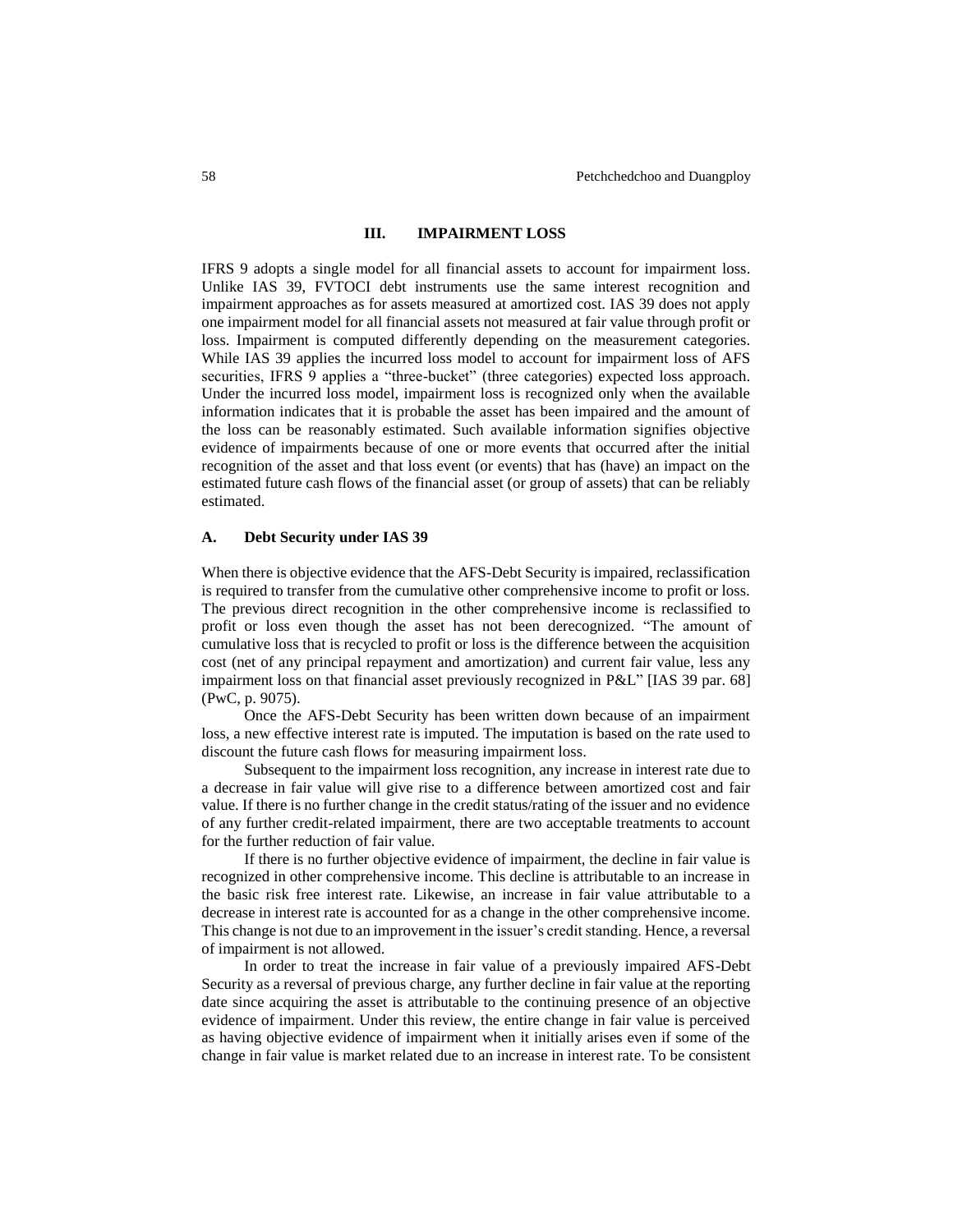## III. IMPAIRMENT LOSS

IFRS 9 adopts a single model for all financial assets to account for impairment loss. Unlike IAS 39, FVTOCI debt instruments use the same interest recognition and impairment approaches as for assets measured at amortized cost. IAS 39 does not apply one impairment model for all financial assets not measured at fair value through profit or loss. Impairment is computed differently depending on the measurement categories. While IAS 39 applies the incurred loss model to account for impairment loss of AFS securities, IFRS 9 applies a "three-bucket" (three categories) expected loss approach. Under the incurred loss model, impairment loss is recognized only when the available information indicates that it is probable the asset has been impaired and the amount of the loss can be reasonably estimated. Such available information signifies objective evidence of impairments because of one or more events that occurred after the initial recognition of the asset and that loss event (or events) that has (have) an impact on the estimated future cash flows of the financial asset (or group of assets) that can be reliably estimated.

### A. Debt Security under IAS 39

When there is objective evidence that the AFS-Debt Security is impaired, reclassification is required to transfer from the cumulative other comprehensive income to profit or loss. The previous direct recognition in the other comprehensive income is reclassified to profit or loss even though the asset has not been derecognized. "The amount of cumulative loss that is recycled to profit or loss is the difference between the acquisition cost (net of any principal repayment and amortization) and current fair value, less any impairment loss on that financial asset previously recognized in P&L" [IAS 39 par. 68] (PwC, p. 9075).

Once the AFS-Debt Security has been written down because of an impairment loss, a new effective interest rate is imputed. The imputation is based on the rate used to discount the future cash flows for measuring impairment loss.

Subsequent to the impairment loss recognition, any increase in interest rate due to a decrease in fair value will give rise to a difference between amortized cost and fair value. If there is no further change in the credit status/rating of the issuer and no evidence of any further credit-related impairment, there are two acceptable treatments to account for the further reduction of fair value.

If there is no further objective evidence of impairment, the decline in fair value is recognized in other comprehensive income. This decline is attributable to an increase in the basic risk free interest rate. Likewise, an increase in fair value attributable to a decrease in interest rate is accounted for as a change in the other comprehensive income. This change is not due to an improvement in the issuer's credit standing. Hence, a reversal of impairment is not allowed.

In order to treat the increase in fair value of a previously impaired AFS-Debt Security as a reversal of previous charge, any further decline in fair value at the reporting date since acquiring the asset is attributable to the continuing presence of an objective evidence of impairment. Under this review, the entire change in fair value is perceived as having objective evidence of impairment when it initially arises even if some of the change in fair value is market related due to an increase in interest rate. To be consistent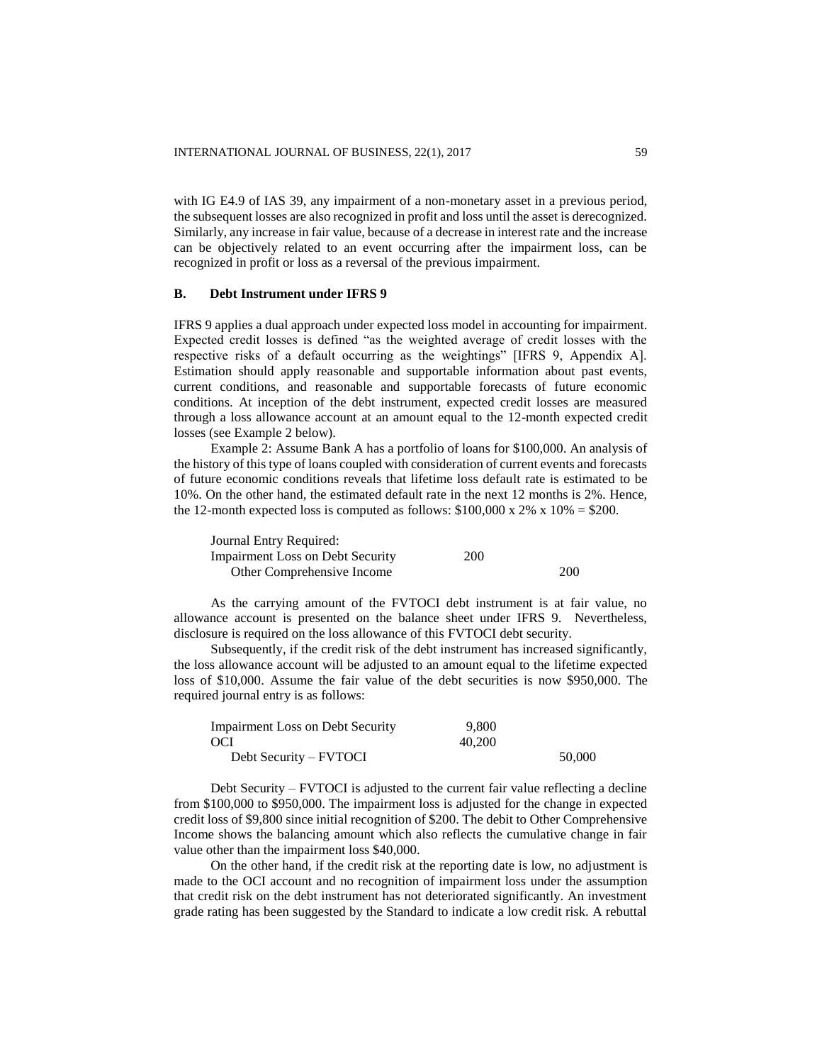with IG E4.9 of IAS 39, any impairment of a non-monetary asset in a previous period, the subsequent losses are also recognized in profit and loss until the asset is derecognized. Similarly, any increase in fair value, because of a decrease in interest rate and the increase can be objectively related to an event occurring after the impairment loss, can be recognized in profit or loss as a reversal of the previous impairment.

### B. Debt Instrument under IFRS 9

IFRS 9 applies a dual approach under expected loss model in accounting for impairment. Expected credit losses is defined "as the weighted average of credit losses with the respective risks of a default occurring as the weightings" [IFRS 9, Appendix A]. Estimation should apply reasonable and supportable information about past events, current conditions, and reasonable and supportable forecasts of future economic conditions. At inception of the debt instrument, expected credit losses are measured through a loss allowance account at an amount equal to the 12-month expected credit losses (see Example 2 below).

Example 2: Assume Bank A has a portfolio of loans for \$100,000. An analysis of the history of this type of loans coupled with consideration of current events and forecasts of future economic conditions reveals that lifetime loss default rate is estimated to be 10%. On the other hand, the estimated default rate in the next 12 months is 2%. Hence, the 12-month expected loss is computed as follows: \$100,000 x 2% x 10% = \$200.

| Journal Entry Required: | | |
|---|---|---|
| Impairment Loss on Debt Security | 200 | |
| Other Comprehensive Income | | 200 |

As the carrying amount of the FVTOCI debt instrument is at fair value, no allowance account is presented on the balance sheet under IFRS 9. Nevertheless, disclosure is required on the loss allowance of this FVTOCI debt security.

Subsequently, if the credit risk of the debt instrument has increased significantly, the loss allowance account will be adjusted to an amount equal to the lifetime expected loss of \$10,000. Assume the fair value of the debt securities is now \$950,000. The required journal entry is as follows:

| | | |
|---|---|---|
| Impairment Loss on Debt Security | 9,800 | |
| OCI | 40,200 | |
| Debt Security – FVTOCI | | 50,000 |

Debt Security – FVTOCI is adjusted to the current fair value reflecting a decline from \$100,000 to \$950,000. The impairment loss is adjusted for the change in expected credit loss of \$9,800 since initial recognition of \$200. The debit to Other Comprehensive Income shows the balancing amount which also reflects the cumulative change in fair value other than the impairment loss \$40,000.

On the other hand, if the credit risk at the reporting date is low, no adjustment is made to the OCI account and no recognition of impairment loss under the assumption that credit risk on the debt instrument has not deteriorated significantly. An investment grade rating has been suggested by the Standard to indicate a low credit risk. A rebuttal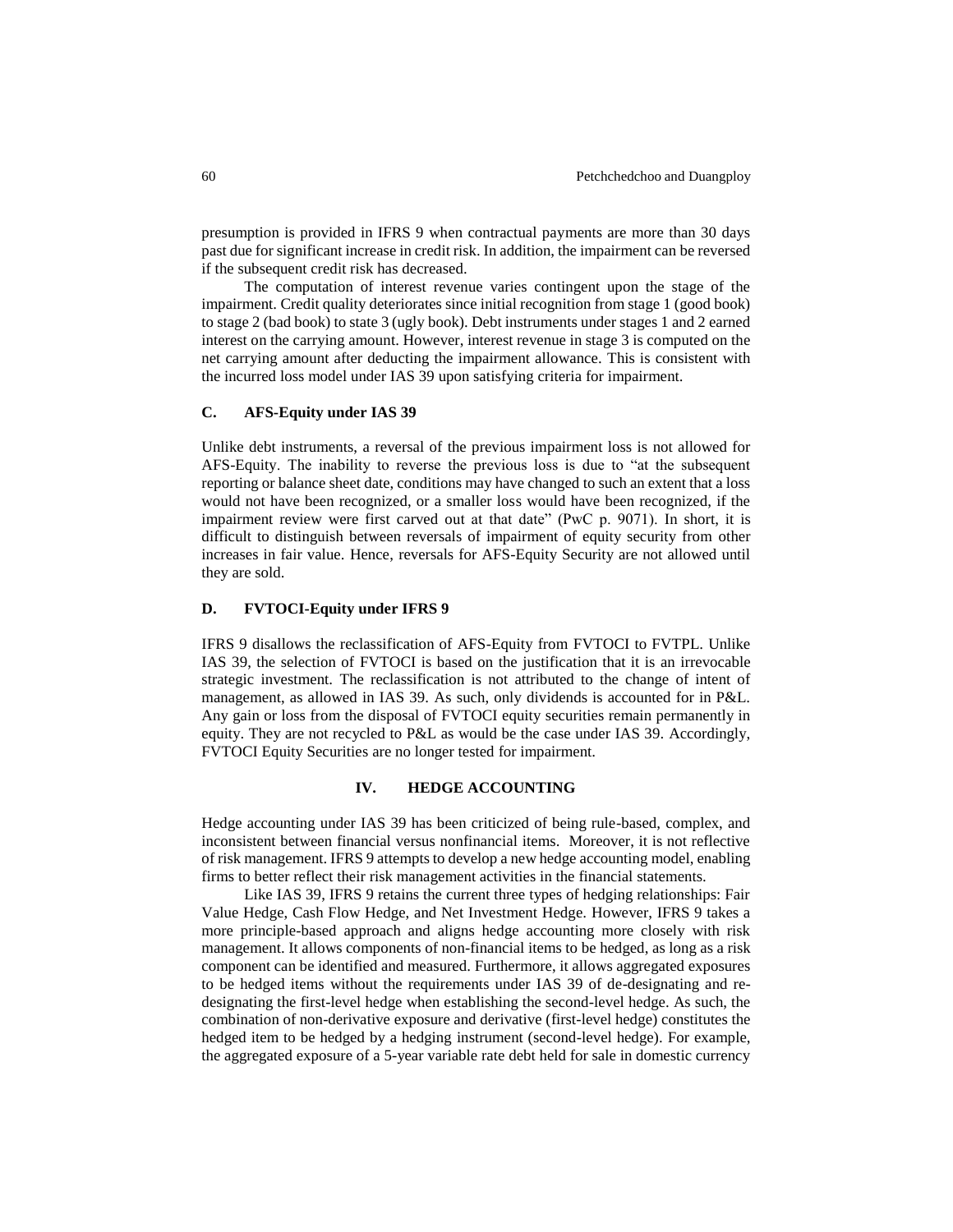presumption is provided in IFRS 9 when contractual payments are more than 30 days past due for significant increase in credit risk. In addition, the impairment can be reversed if the subsequent credit risk has decreased.

The computation of interest revenue varies contingent upon the stage of the impairment. Credit quality deteriorates since initial recognition from stage 1 (good book) to stage 2 (bad book) to state 3 (ugly book). Debt instruments under stages 1 and 2 earned interest on the carrying amount. However, interest revenue in stage 3 is computed on the net carrying amount after deducting the impairment allowance. This is consistent with the incurred loss model under IAS 39 upon satisfying criteria for impairment.

### C. AFS-Equity under IAS 39

Unlike debt instruments, a reversal of the previous impairment loss is not allowed for AFS-Equity. The inability to reverse the previous loss is due to "at the subsequent reporting or balance sheet date, conditions may have changed to such an extent that a loss would not have been recognized, or a smaller loss would have been recognized, if the impairment review were first carved out at that date" (PwC p. 9071). In short, it is difficult to distinguish between reversals of impairment of equity security from other increases in fair value. Hence, reversals for AFS-Equity Security are not allowed until they are sold.

### D. FVTOCI-Equity under IFRS 9

IFRS 9 disallows the reclassification of AFS-Equity from FVTOCI to FVTPL. Unlike IAS 39, the selection of FVTOCI is based on the justification that it is an irrevocable strategic investment. The reclassification is not attributed to the change of intent of management, as allowed in IAS 39. As such, only dividends is accounted for in P&L. Any gain or loss from the disposal of FVTOCI equity securities remain permanently in equity. They are not recycled to P&L as would be the case under IAS 39. Accordingly, FVTOCI Equity Securities are no longer tested for impairment.

## IV. HEDGE ACCOUNTING

Hedge accounting under IAS 39 has been criticized of being rule-based, complex, and inconsistent between financial versus nonfinancial items. Moreover, it is not reflective of risk management. IFRS 9 attempts to develop a new hedge accounting model, enabling firms to better reflect their risk management activities in the financial statements.

Like IAS 39, IFRS 9 retains the current three types of hedging relationships: Fair Value Hedge, Cash Flow Hedge, and Net Investment Hedge. However, IFRS 9 takes a more principle-based approach and aligns hedge accounting more closely with risk management. It allows components of non-financial items to be hedged, as long as a risk component can be identified and measured. Furthermore, it allows aggregated exposures to be hedged items without the requirements under IAS 39 of de-designating and re-designating the first-level hedge when establishing the second-level hedge. As such, the combination of non-derivative exposure and derivative (first-level hedge) constitutes the hedged item to be hedged by a hedging instrument (second-level hedge). For example, the aggregated exposure of a 5-year variable rate debt held for sale in domestic currency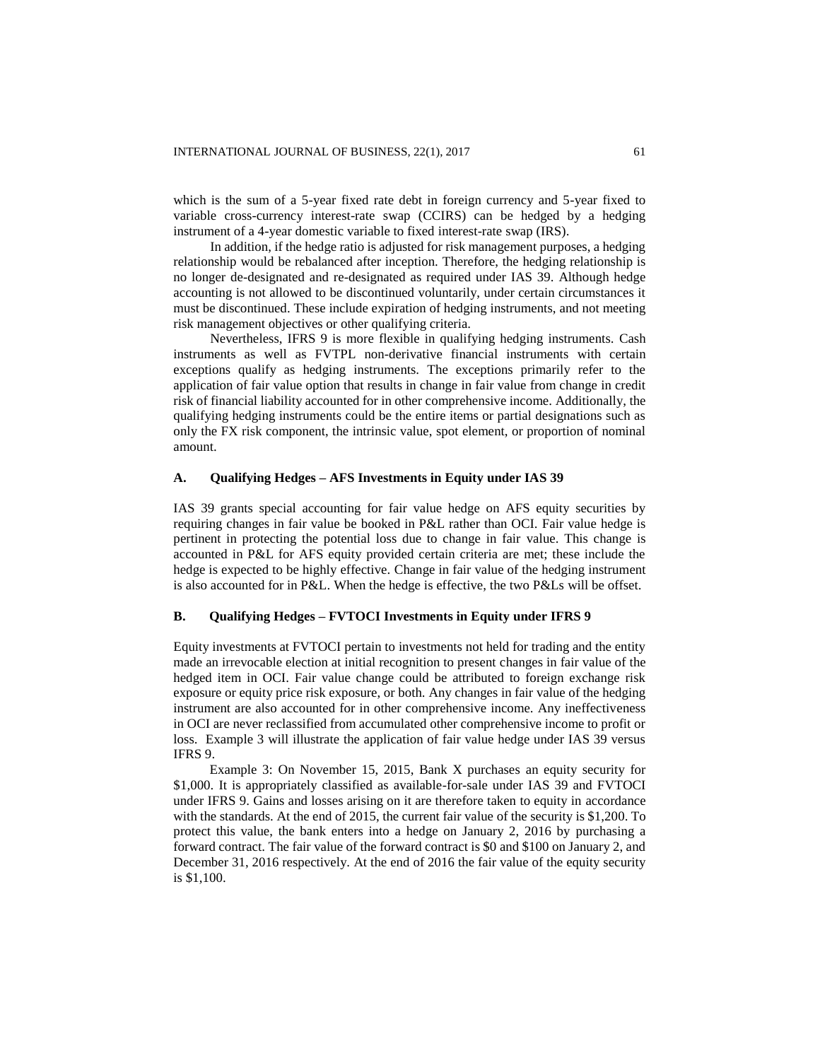which is the sum of a 5-year fixed rate debt in foreign currency and 5-year fixed to variable cross-currency interest-rate swap (CCIRS) can be hedged by a hedging instrument of a 4-year domestic variable to fixed interest-rate swap (IRS).

In addition, if the hedge ratio is adjusted for risk management purposes, a hedging relationship would be rebalanced after inception. Therefore, the hedging relationship is no longer de-designated and re-designated as required under IAS 39. Although hedge accounting is not allowed to be discontinued voluntarily, under certain circumstances it must be discontinued. These include expiration of hedging instruments, and not meeting risk management objectives or other qualifying criteria.

Nevertheless, IFRS 9 is more flexible in qualifying hedging instruments. Cash instruments as well as FVTPL non-derivative financial instruments with certain exceptions qualify as hedging instruments. The exceptions primarily refer to the application of fair value option that results in change in fair value from change in credit risk of financial liability accounted for in other comprehensive income. Additionally, the qualifying hedging instruments could be the entire items or partial designations such as only the FX risk component, the intrinsic value, spot element, or proportion of nominal amount.

### A. Qualifying Hedges – AFS Investments in Equity under IAS 39

IAS 39 grants special accounting for fair value hedge on AFS equity securities by requiring changes in fair value be booked in P&L rather than OCI. Fair value hedge is pertinent in protecting the potential loss due to change in fair value. This change is accounted in P&L for AFS equity provided certain criteria are met; these include the hedge is expected to be highly effective. Change in fair value of the hedging instrument is also accounted for in P&L. When the hedge is effective, the two P&Ls will be offset.

### B. Qualifying Hedges – FVTOCI Investments in Equity under IFRS 9

Equity investments at FVTOCI pertain to investments not held for trading and the entity made an irrevocable election at initial recognition to present changes in fair value of the hedged item in OCI. Fair value change could be attributed to foreign exchange risk exposure or equity price risk exposure, or both. Any changes in fair value of the hedging instrument are also accounted for in other comprehensive income. Any ineffectiveness in OCI are never reclassified from accumulated other comprehensive income to profit or loss. Example 3 will illustrate the application of fair value hedge under IAS 39 versus IFRS 9.

Example 3: On November 15, 2015, Bank X purchases an equity security for $1,000. It is appropriately classified as available-for-sale under IAS 39 and FVTOCI under IFRS 9. Gains and losses arising on it are therefore taken to equity in accordance with the standards. At the end of 2015, the current fair value of the security is $1,200. To protect this value, the bank enters into a hedge on January 2, 2016 by purchasing a forward contract. The fair value of the forward contract is $0 and $100 on January 2, and December 31, 2016 respectively. At the end of 2016 the fair value of the equity security is $1,100.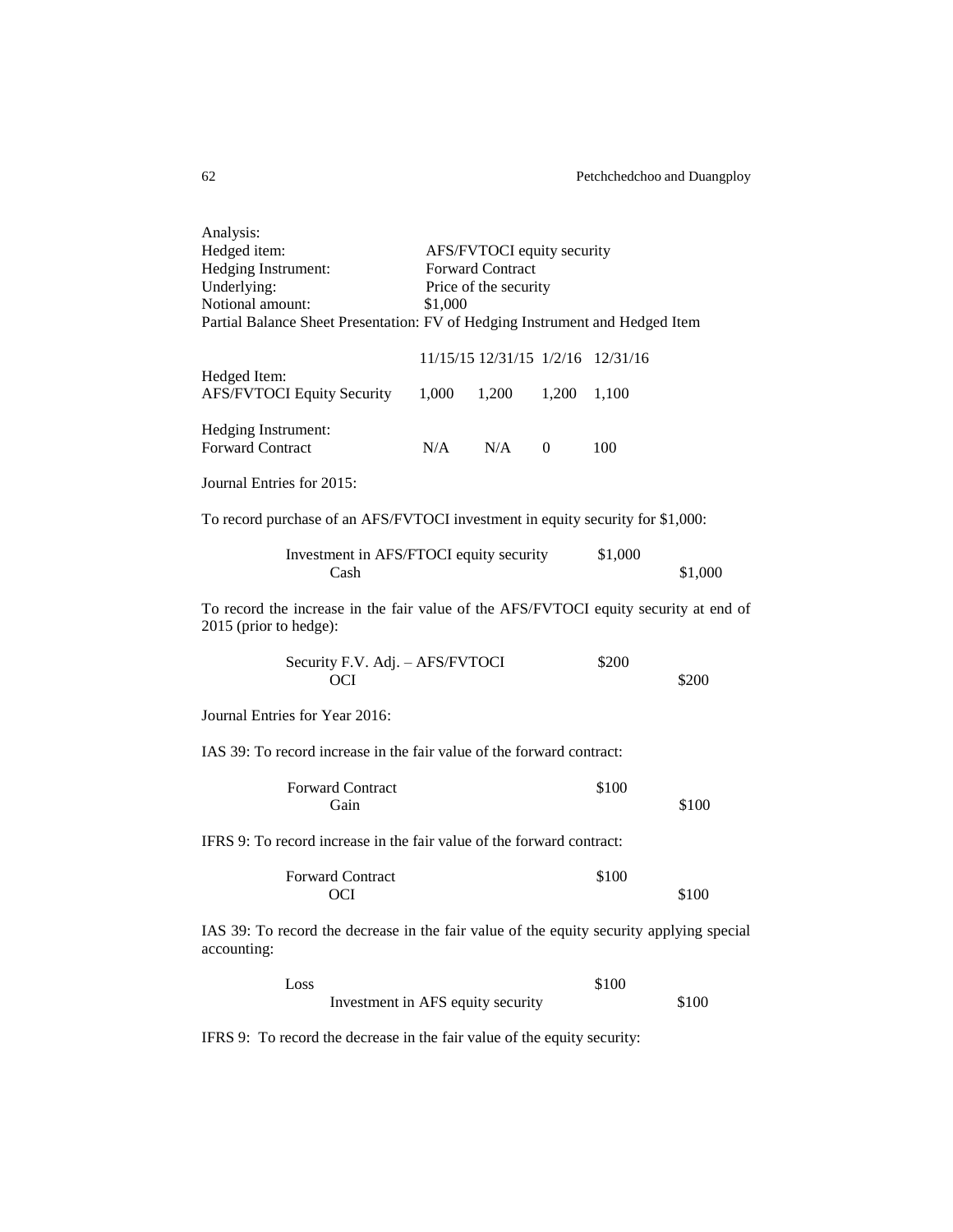Analysis:

Hedged item: AFS/FVTOCI equity security

Hedging Instrument: Forward Contract

Underlying: Price of the security

Notional amount: $1,000

Partial Balance Sheet Presentation: FV of Hedging Instrument and Hedged Item

| | 11/15/15 | 12/31/15 | 1/2/16 | 12/31/16 |
|---|---|---|---|---|
| Hedged Item: | | | | |
| AFS/FVTOCI Equity Security | 1,000 | 1,200 | 1,200 | 1,100 |
| Hedging Instrument: | | | | |
| Forward Contract | N/A | N/A | 0 | 100 |

Journal Entries for 2015:

To record purchase of an AFS/FVTOCI investment in equity security for $1,000:

| | Debit | Credit |
|---|---|---|
| Investment in AFS/FTOCI equity security | $1,000 | |
| Cash | | $1,000 |

To record the increase in the fair value of the AFS/FVTOCI equity security at end of 2015 (prior to hedge):

| | Debit | Credit |
|---|---|---|
| Security F.V. Adj. – AFS/FVTOCI | $200 | |
| OCI | | $200 |

Journal Entries for Year 2016:

IAS 39: To record increase in the fair value of the forward contract:

| | Debit | Credit |
|---|---|---|
| Forward Contract | $100 | |
| Gain | | $100 |

IFRS 9: To record increase in the fair value of the forward contract:

| | Debit | Credit |
|---|---|---|
| Forward Contract | $100 | |
| OCI | | $100 |

IAS 39: To record the decrease in the fair value of the equity security applying special accounting:

| | Debit | Credit |
|---|---|---|
| Loss | $100 | |
| Investment in AFS equity security | | $100 |

IFRS 9: To record the decrease in the fair value of the equity security: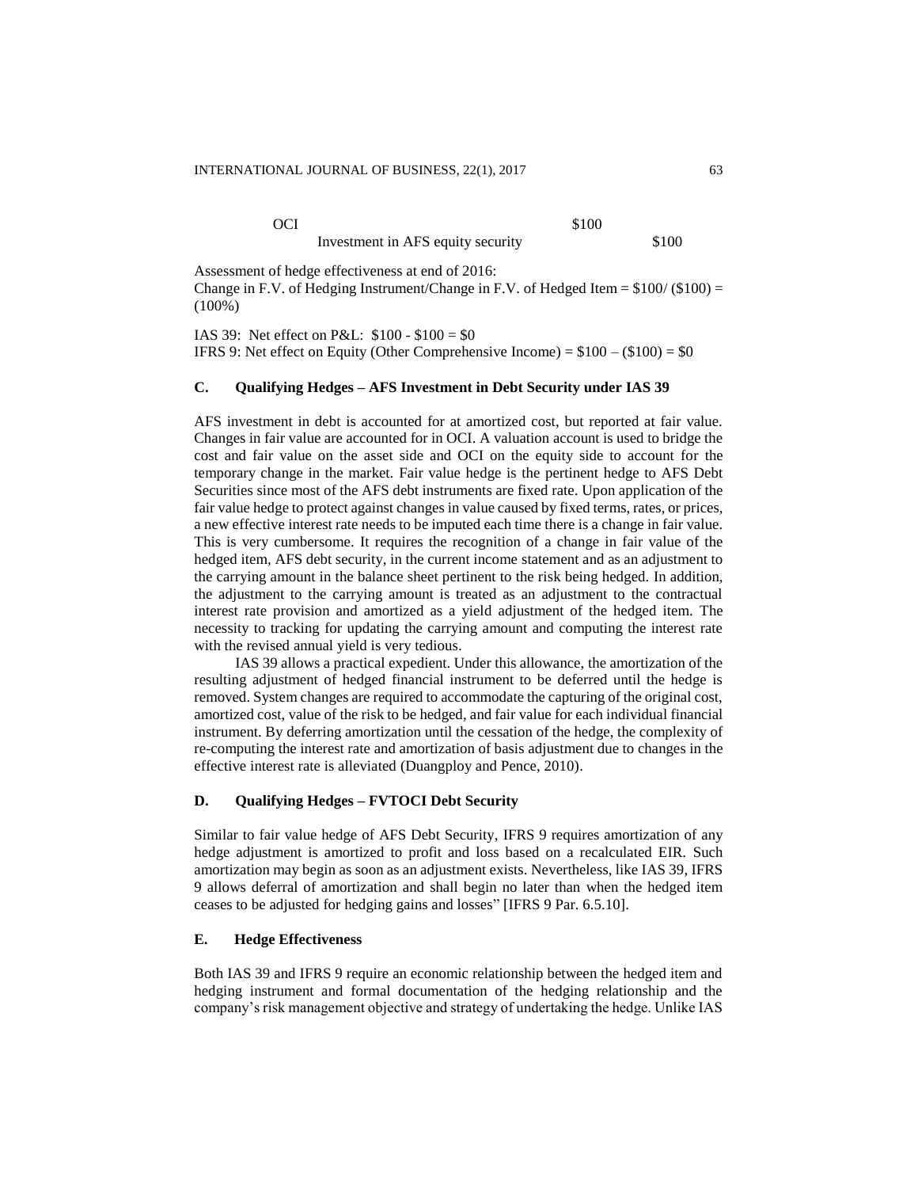| | | |
|---|---|---|
| OCI | $100 | |
| Investment in AFS equity security | | $100 |

Assessment of hedge effectiveness at end of 2016:
Change in F.V. of Hedging Instrument/Change in F.V. of Hedged Item = $100/ ($100) = (100%)

IAS 39: Net effect on P&L: $100 - $100 = $0
IFRS 9: Net effect on Equity (Other Comprehensive Income) = $100 – ($100) = $0

### C. Qualifying Hedges – AFS Investment in Debt Security under IAS 39

AFS investment in debt is accounted for at amortized cost, but reported at fair value. Changes in fair value are accounted for in OCI. A valuation account is used to bridge the cost and fair value on the asset side and OCI on the equity side to account for the temporary change in the market. Fair value hedge is the pertinent hedge to AFS Debt Securities since most of the AFS debt instruments are fixed rate. Upon application of the fair value hedge to protect against changes in value caused by fixed terms, rates, or prices, a new effective interest rate needs to be imputed each time there is a change in fair value. This is very cumbersome. It requires the recognition of a change in fair value of the hedged item, AFS debt security, in the current income statement and as an adjustment to the carrying amount in the balance sheet pertinent to the risk being hedged. In addition, the adjustment to the carrying amount is treated as an adjustment to the contractual interest rate provision and amortized as a yield adjustment of the hedged item. The necessity to tracking for updating the carrying amount and computing the interest rate with the revised annual yield is very tedious.

IAS 39 allows a practical expedient. Under this allowance, the amortization of the resulting adjustment of hedged financial instrument to be deferred until the hedge is removed. System changes are required to accommodate the capturing of the original cost, amortized cost, value of the risk to be hedged, and fair value for each individual financial instrument. By deferring amortization until the cessation of the hedge, the complexity of re-computing the interest rate and amortization of basis adjustment due to changes in the effective interest rate is alleviated (Duangploy and Pence, 2010).

### D. Qualifying Hedges – FVTOCI Debt Security

Similar to fair value hedge of AFS Debt Security, IFRS 9 requires amortization of any hedge adjustment is amortized to profit and loss based on a recalculated EIR. Such amortization may begin as soon as an adjustment exists. Nevertheless, like IAS 39, IFRS 9 allows deferral of amortization and shall begin no later than when the hedged item ceases to be adjusted for hedging gains and losses" [IFRS 9 Par. 6.5.10].

### E. Hedge Effectiveness

Both IAS 39 and IFRS 9 require an economic relationship between the hedged item and hedging instrument and formal documentation of the hedging relationship and the company's risk management objective and strategy of undertaking the hedge. Unlike IAS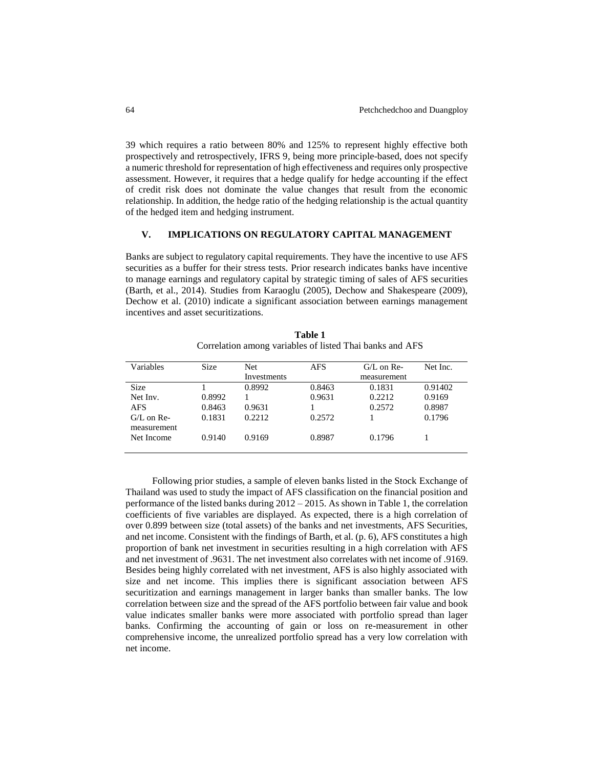39 which requires a ratio between 80% and 125% to represent highly effective both prospectively and retrospectively, IFRS 9, being more principle-based, does not specify a numeric threshold for representation of high effectiveness and requires only prospective assessment. However, it requires that a hedge qualify for hedge accounting if the effect of credit risk does not dominate the value changes that result from the economic relationship. In addition, the hedge ratio of the hedging relationship is the actual quantity of the hedged item and hedging instrument.

## V. IMPLICATIONS ON REGULATORY CAPITAL MANAGEMENT

Banks are subject to regulatory capital requirements. They have the incentive to use AFS securities as a buffer for their stress tests. Prior research indicates banks have incentive to manage earnings and regulatory capital by strategic timing of sales of AFS securities (Barth, et al., 2014). Studies from Karaoglu (2005), Dechow and Shakespeare (2009), Dechow et al. (2010) indicate a significant association between earnings management incentives and asset securitizations.

**Table 1**
Correlation among variables of listed Thai banks and AFS

| Variables | Size | Net Investments | AFS | G/L on Re-measurement | Net Inc. |
|---|---|---|---|---|---|
| Size | 1 | 0.8992 | 0.8463 | 0.1831 | 0.91402 |
| Net Inv. | 0.8992 | 1 | 0.9631 | 0.2212 | 0.9169 |
| AFS | 0.8463 | 0.9631 | 1 | 0.2572 | 0.8987 |
| G/L on Re-measurement | 0.1831 | 0.2212 | 0.2572 | 1 | 0.1796 |
| Net Income | 0.9140 | 0.9169 | 0.8987 | 0.1796 | 1 |

Following prior studies, a sample of eleven banks listed in the Stock Exchange of Thailand was used to study the impact of AFS classification on the financial position and performance of the listed banks during 2012 – 2015. As shown in Table 1, the correlation coefficients of five variables are displayed. As expected, there is a high correlation of over 0.899 between size (total assets) of the banks and net investments, AFS Securities, and net income. Consistent with the findings of Barth, et al. (p. 6), AFS constitutes a high proportion of bank net investment in securities resulting in a high correlation with AFS and net investment of .9631. The net investment also correlates with net income of .9169. Besides being highly correlated with net investment, AFS is also highly associated with size and net income. This implies there is significant association between AFS securitization and earnings management in larger banks than smaller banks. The low correlation between size and the spread of the AFS portfolio between fair value and book value indicates smaller banks were more associated with portfolio spread than lager banks. Confirming the accounting of gain or loss on re-measurement in other comprehensive income, the unrealized portfolio spread has a very low correlation with net income.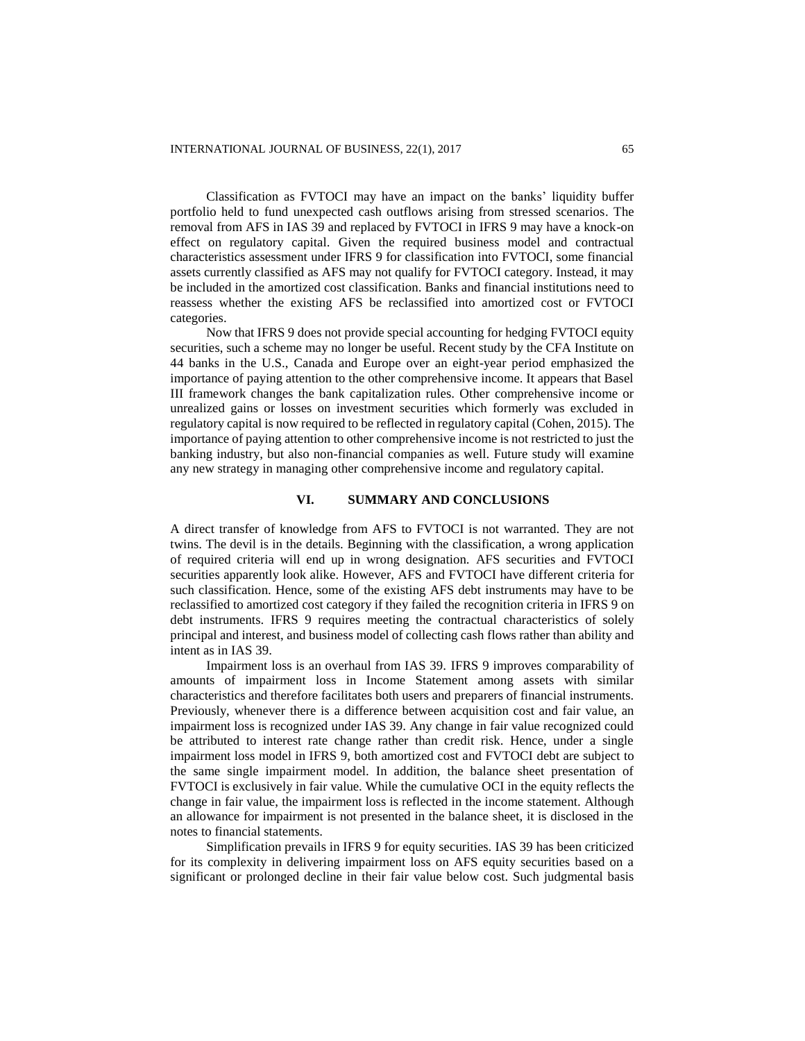Classification as FVTOCI may have an impact on the banks' liquidity buffer portfolio held to fund unexpected cash outflows arising from stressed scenarios. The removal from AFS in IAS 39 and replaced by FVTOCI in IFRS 9 may have a knock-on effect on regulatory capital. Given the required business model and contractual characteristics assessment under IFRS 9 for classification into FVTOCI, some financial assets currently classified as AFS may not qualify for FVTOCI category. Instead, it may be included in the amortized cost classification. Banks and financial institutions need to reassess whether the existing AFS be reclassified into amortized cost or FVTOCI categories.

Now that IFRS 9 does not provide special accounting for hedging FVTOCI equity securities, such a scheme may no longer be useful. Recent study by the CFA Institute on 44 banks in the U.S., Canada and Europe over an eight-year period emphasized the importance of paying attention to the other comprehensive income. It appears that Basel III framework changes the bank capitalization rules. Other comprehensive income or unrealized gains or losses on investment securities which formerly was excluded in regulatory capital is now required to be reflected in regulatory capital (Cohen, 2015). The importance of paying attention to other comprehensive income is not restricted to just the banking industry, but also non-financial companies as well. Future study will examine any new strategy in managing other comprehensive income and regulatory capital.

## VI. SUMMARY AND CONCLUSIONS

A direct transfer of knowledge from AFS to FVTOCI is not warranted. They are not twins. The devil is in the details. Beginning with the classification, a wrong application of required criteria will end up in wrong designation. AFS securities and FVTOCI securities apparently look alike. However, AFS and FVTOCI have different criteria for such classification. Hence, some of the existing AFS debt instruments may have to be reclassified to amortized cost category if they failed the recognition criteria in IFRS 9 on debt instruments. IFRS 9 requires meeting the contractual characteristics of solely principal and interest, and business model of collecting cash flows rather than ability and intent as in IAS 39.

Impairment loss is an overhaul from IAS 39. IFRS 9 improves comparability of amounts of impairment loss in Income Statement among assets with similar characteristics and therefore facilitates both users and preparers of financial instruments. Previously, whenever there is a difference between acquisition cost and fair value, an impairment loss is recognized under IAS 39. Any change in fair value recognized could be attributed to interest rate change rather than credit risk. Hence, under a single impairment loss model in IFRS 9, both amortized cost and FVTOCI debt are subject to the same single impairment model. In addition, the balance sheet presentation of FVTOCI is exclusively in fair value. While the cumulative OCI in the equity reflects the change in fair value, the impairment loss is reflected in the income statement. Although an allowance for impairment is not presented in the balance sheet, it is disclosed in the notes to financial statements.

Simplification prevails in IFRS 9 for equity securities. IAS 39 has been criticized for its complexity in delivering impairment loss on AFS equity securities based on a significant or prolonged decline in their fair value below cost. Such judgmental basis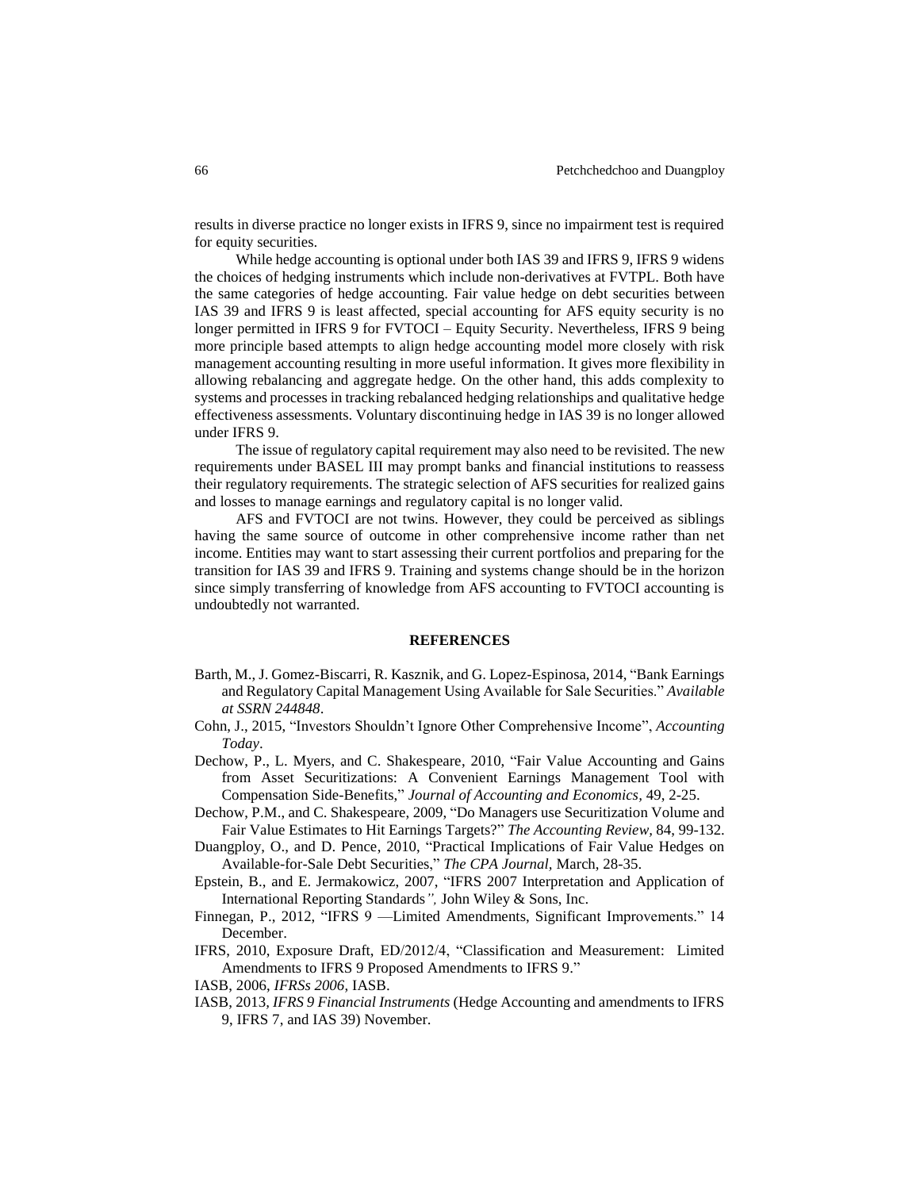results in diverse practice no longer exists in IFRS 9, since no impairment test is required for equity securities.

While hedge accounting is optional under both IAS 39 and IFRS 9, IFRS 9 widens the choices of hedging instruments which include non-derivatives at FVTPL. Both have the same categories of hedge accounting. Fair value hedge on debt securities between IAS 39 and IFRS 9 is least affected, special accounting for AFS equity security is no longer permitted in IFRS 9 for FVTOCI – Equity Security. Nevertheless, IFRS 9 being more principle based attempts to align hedge accounting model more closely with risk management accounting resulting in more useful information. It gives more flexibility in allowing rebalancing and aggregate hedge. On the other hand, this adds complexity to systems and processes in tracking rebalanced hedging relationships and qualitative hedge effectiveness assessments. Voluntary discontinuing hedge in IAS 39 is no longer allowed under IFRS 9.

The issue of regulatory capital requirement may also need to be revisited. The new requirements under BASEL III may prompt banks and financial institutions to reassess their regulatory requirements. The strategic selection of AFS securities for realized gains and losses to manage earnings and regulatory capital is no longer valid.

AFS and FVTOCI are not twins. However, they could be perceived as siblings having the same source of outcome in other comprehensive income rather than net income. Entities may want to start assessing their current portfolios and preparing for the transition for IAS 39 and IFRS 9. Training and systems change should be in the horizon since simply transferring of knowledge from AFS accounting to FVTOCI accounting is undoubtedly not warranted.

## REFERENCES

Barth, M., J. Gomez-Biscarri, R. Kasznik, and G. Lopez-Espinosa, 2014, "Bank Earnings and Regulatory Capital Management Using Available for Sale Securities." *Available at SSRN 244848*.

Cohn, J., 2015, "Investors Shouldn't Ignore Other Comprehensive Income", *Accounting Today*.

Dechow, P., L. Myers, and C. Shakespeare, 2010, "Fair Value Accounting and Gains from Asset Securitizations: A Convenient Earnings Management Tool with Compensation Side-Benefits," *Journal of Accounting and Economics*, 49, 2-25.

Dechow, P.M., and C. Shakespeare, 2009, "Do Managers use Securitization Volume and Fair Value Estimates to Hit Earnings Targets?" *The Accounting Review*, 84, 99-132.

Duangploy, O., and D. Pence, 2010, "Practical Implications of Fair Value Hedges on Available-for-Sale Debt Securities," *The CPA Journal,* March, 28-35.

Epstein, B., and E. Jermakowicz, 2007, "IFRS 2007 Interpretation and Application of International Reporting Standards*",* John Wiley & Sons, Inc.

Finnegan, P., 2012, "IFRS 9 —Limited Amendments, Significant Improvements." 14 December.

IFRS, 2010, Exposure Draft, ED/2012/4, "Classification and Measurement: Limited Amendments to IFRS 9 Proposed Amendments to IFRS 9."

IASB, 2006, *IFRSs 2006*, IASB.

IASB, 2013, *IFRS 9 Financial Instruments* (Hedge Accounting and amendments to IFRS 9, IFRS 7, and IAS 39) November.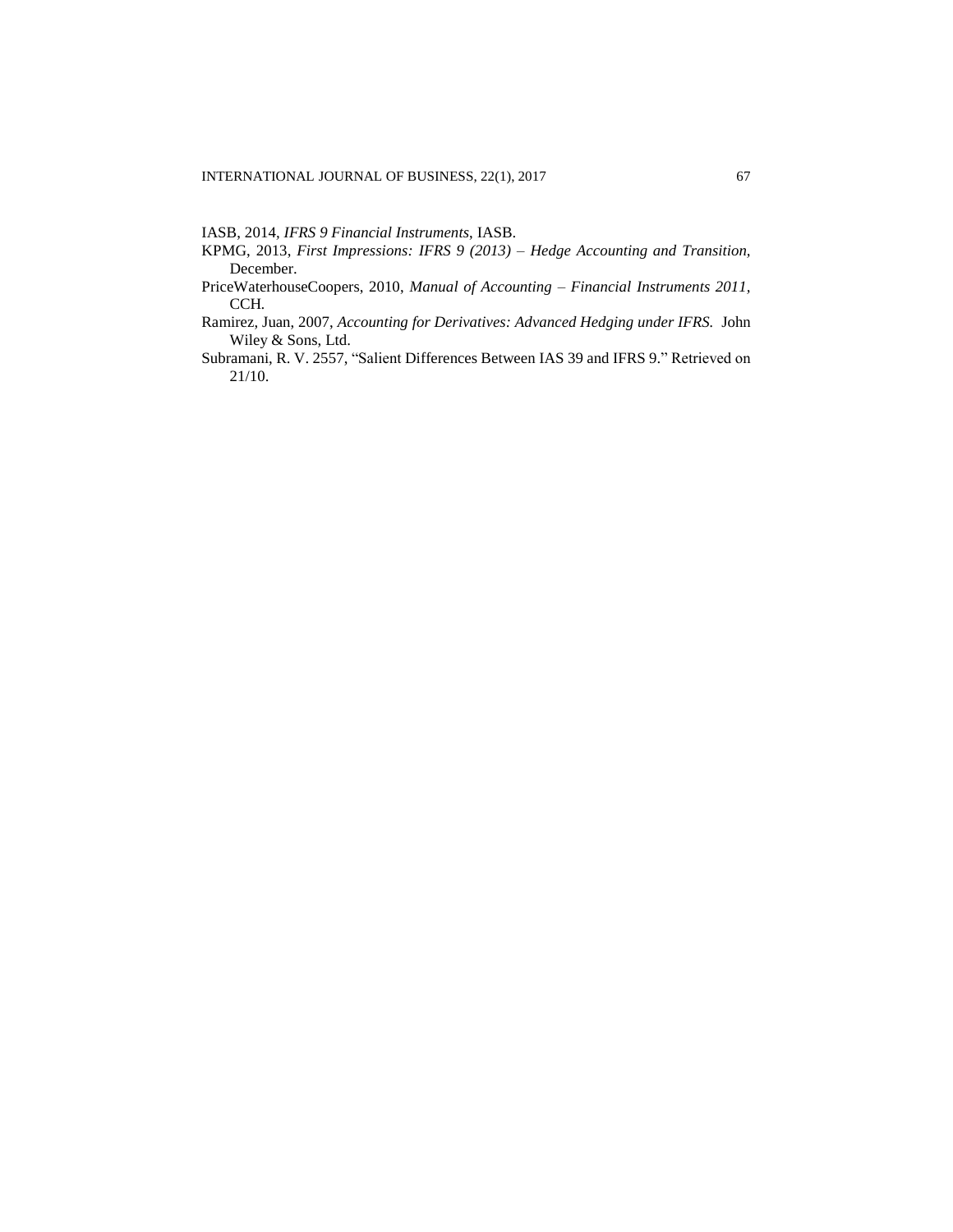IASB, 2014, *IFRS 9 Financial Instruments*, IASB.

KPMG, 2013, *First Impressions: IFRS 9 (2013) – Hedge Accounting and Transition*, December.

PriceWaterhouseCoopers, 2010, *Manual of Accounting – Financial Instruments 2011*, CCH.

Ramirez, Juan, 2007, *Accounting for Derivatives: Advanced Hedging under IFRS.* John Wiley & Sons, Ltd.

Subramani, R. V. 2557, "Salient Differences Between IAS 39 and IFRS 9." Retrieved on 21/10.